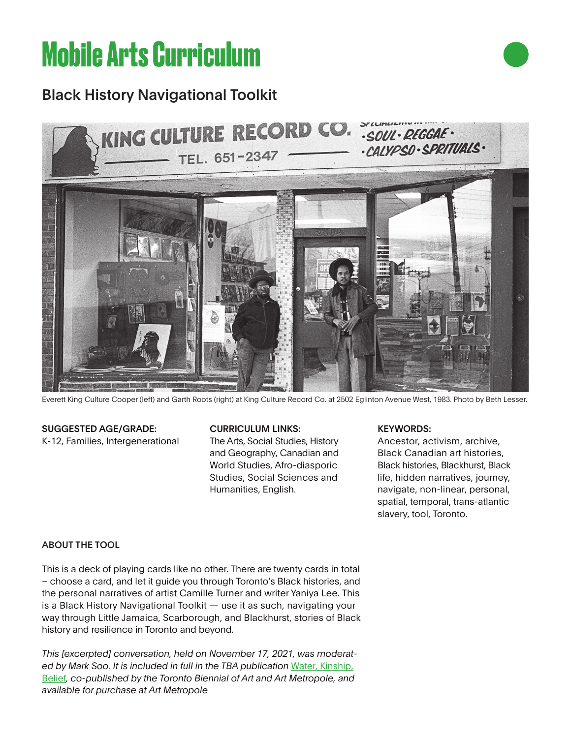# Mobile Arts Curriculum

## Black History Navigational Toolkit

Everett King Culture Cooper (left) and Garth Roots (right) at King Culture Record Co. at 2502 Eglinton Avenue West, 1983. Photo by Beth Lesser.

**SUGGESTED AGE/GRADE:**
K-12, Families, Intergenerational

**CURRICULUM LINKS:**
The Arts, Social Studies, History and Geography, Canadian and World Studies, Afro-diasporic Studies, Social Sciences and Humanities, English.

**KEYWORDS:**
Ancestor, activism, archive, Black Canadian art histories, Black histories, Blackhurst, Black life, hidden narratives, journey, navigate, non-linear, personal, spatial, temporal, trans-atlantic slavery, tool, Toronto.

**ABOUT THE TOOL**

This is a deck of playing cards like no other. There are twenty cards in total – choose a card, and let it guide you through Toronto's Black histories, and the personal narratives of artist Camille Turner and writer Yaniya Lee. This is a Black History Navigational Toolkit — use it as such, navigating your way through Little Jamaica, Scarborough, and Blackhurst, stories of Black history and resilience in Toronto and beyond.

*This [excerpted] conversation, held on November 17, 2021, was moderated by Mark Soo. It is included in full in the TBA publication Water, Kinship, Belief, co-published by the Toronto Biennial of Art and Art Metropole, and available for purchase at Art Metropole*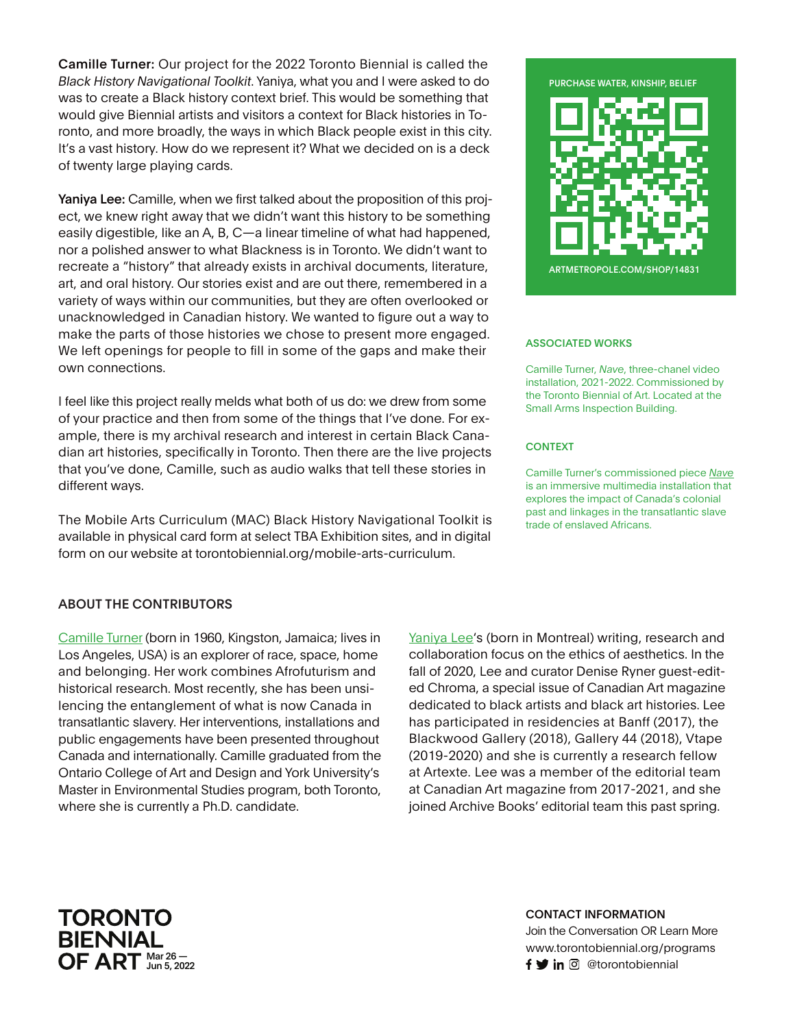**Camille Turner:** Our project for the 2022 Toronto Biennial is called the *Black History Navigational Toolkit*. Yaniya, what you and I were asked to do was to create a Black history context brief. This would be something that would give Biennial artists and visitors a context for Black histories in Toronto, and more broadly, the ways in which Black people exist in this city. It's a vast history. How do we represent it? What we decided on is a deck of twenty large playing cards.

**Yaniya Lee:** Camille, when we first talked about the proposition of this project, we knew right away that we didn't want this history to be something easily digestible, like an A, B, C—a linear timeline of what had happened, nor a polished answer to what Blackness is in Toronto. We didn't want to recreate a "history" that already exists in archival documents, literature, art, and oral history. Our stories exist and are out there, remembered in a variety of ways within our communities, but they are often overlooked or unacknowledged in Canadian history. We wanted to figure out a way to make the parts of those histories we chose to present more engaged. We left openings for people to fill in some of the gaps and make their own connections.

I feel like this project really melds what both of us do: we drew from some of your practice and then from some of the things that I've done. For example, there is my archival research and interest in certain Black Canadian art histories, specifically in Toronto. Then there are the live projects that you've done, Camille, such as audio walks that tell these stories in different ways.

The Mobile Arts Curriculum (MAC) Black History Navigational Toolkit is available in physical card form at select TBA Exhibition sites, and in digital form on our website at torontobiennial.org/mobile-arts-curriculum.

PURCHASE WATER, KINSHIP, BELIEF

ARTMETROPOLE.COM/SHOP/14831

### ASSOCIATED WORKS

Camille Turner, *Nave*, three-chanel video installation, 2021-2022. Commissioned by the Toronto Biennial of Art. Located at the Small Arms Inspection Building.

### CONTEXT

Camille Turner's commissioned piece *Nave* is an immersive multimedia installation that explores the impact of Canada's colonial past and linkages in the transatlantic slave trade of enslaved Africans.

## ABOUT THE CONTRIBUTORS

Camille Turner (born in 1960, Kingston, Jamaica; lives in Los Angeles, USA) is an explorer of race, space, home and belonging. Her work combines Afrofuturism and historical research. Most recently, she has been unsilencing the entanglement of what is now Canada in transatlantic slavery. Her interventions, installations and public engagements have been presented throughout Canada and internationally. Camille graduated from the Ontario College of Art and Design and York University's Master in Environmental Studies program, both Toronto, where she is currently a Ph.D. candidate.

Yaniya Lee's (born in Montreal) writing, research and collaboration focus on the ethics of aesthetics. In the fall of 2020, Lee and curator Denise Ryner guest-edited Chroma, a special issue of Canadian Art magazine dedicated to black artists and black art histories. Lee has participated in residencies at Banff (2017), the Blackwood Gallery (2018), Gallery 44 (2018), Vtape (2019-2020) and she is currently a research fellow at Artexte. Lee was a member of the editorial team at Canadian Art magazine from 2017-2021, and she joined Archive Books' editorial team this past spring.

TORONTO BIENNIAL OF ART Mar 26 — Jun 5, 2022

### CONTACT INFORMATION

Join the Conversation OR Learn More
www.torontobiennial.org/programs
@torontobiennial